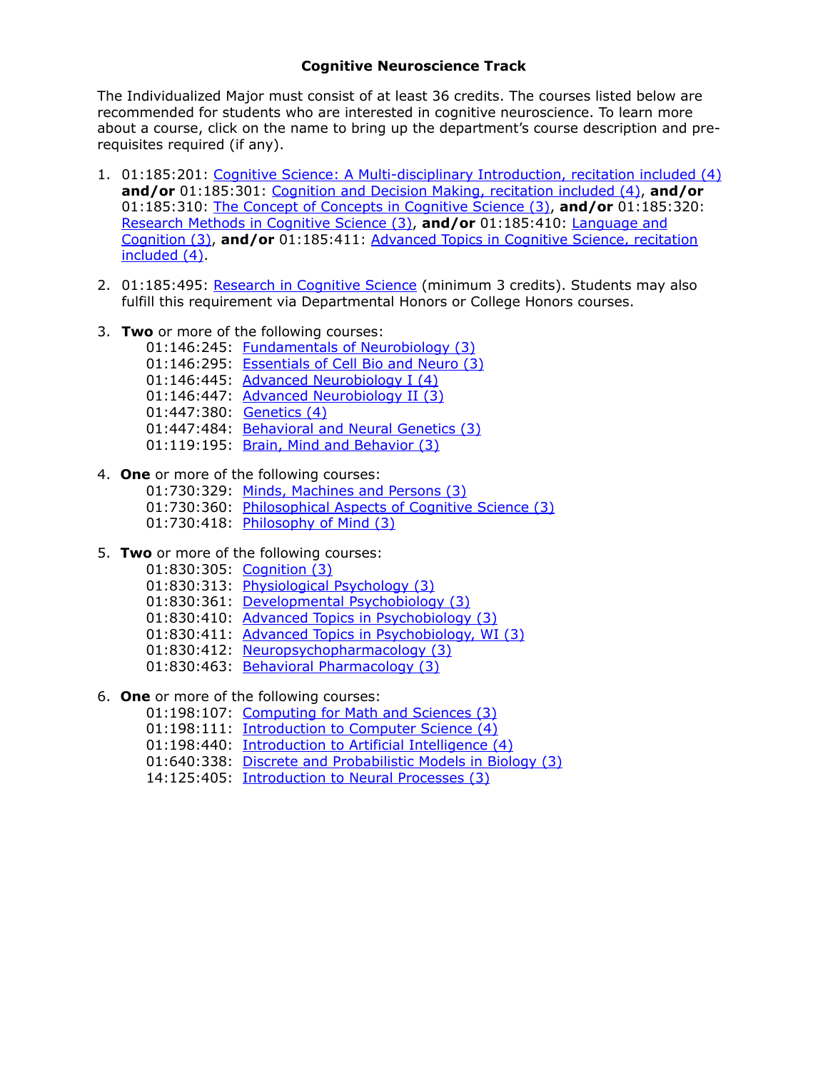# Cognitive Neuroscience Track

The Individualized Major must consist of at least 36 credits. The courses listed below are recommended for students who are interested in cognitive neuroscience. To learn more about a course, click on the name to bring up the department's course description and pre-requisites required (if any).

1. 01:185:201: Cognitive Science: A Multi-disciplinary Introduction, recitation included (4) **and/or** 01:185:301: Cognition and Decision Making, recitation included (4), **and/or** 01:185:310: The Concept of Concepts in Cognitive Science (3), **and/or** 01:185:320: Research Methods in Cognitive Science (3), **and/or** 01:185:410: Language and Cognition (3), **and/or** 01:185:411: Advanced Topics in Cognitive Science, recitation included (4).

2. 01:185:495: Research in Cognitive Science (minimum 3 credits). Students may also fulfill this requirement via Departmental Honors or College Honors courses.

3. **Two** or more of the following courses:
   - 01:146:245: Fundamentals of Neurobiology (3)
   - 01:146:295: Essentials of Cell Bio and Neuro (3)
   - 01:146:445: Advanced Neurobiology I (4)
   - 01:146:447: Advanced Neurobiology II (3)
   - 01:447:380: Genetics (4)
   - 01:447:484: Behavioral and Neural Genetics (3)
   - 01:119:195: Brain, Mind and Behavior (3)

4. **One** or more of the following courses:
   - 01:730:329: Minds, Machines and Persons (3)
   - 01:730:360: Philosophical Aspects of Cognitive Science (3)
   - 01:730:418: Philosophy of Mind (3)

5. **Two** or more of the following courses:
   - 01:830:305: Cognition (3)
   - 01:830:313: Physiological Psychology (3)
   - 01:830:361: Developmental Psychobiology (3)
   - 01:830:410: Advanced Topics in Psychobiology (3)
   - 01:830:411: Advanced Topics in Psychobiology, WI (3)
   - 01:830:412: Neuropsychopharmacology (3)
   - 01:830:463: Behavioral Pharmacology (3)

6. **One** or more of the following courses:
   - 01:198:107: Computing for Math and Sciences (3)
   - 01:198:111: Introduction to Computer Science (4)
   - 01:198:440: Introduction to Artificial Intelligence (4)
   - 01:640:338: Discrete and Probabilistic Models in Biology (3)
   - 14:125:405: Introduction to Neural Processes (3)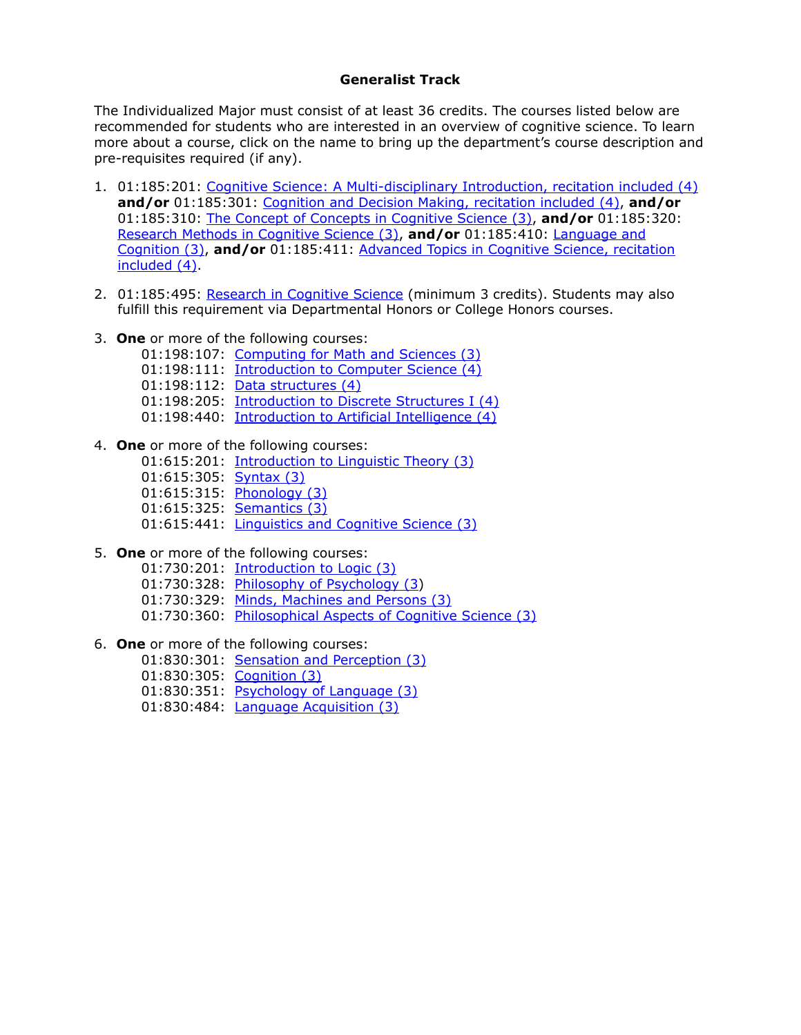### Generalist Track

The Individualized Major must consist of at least 36 credits. The courses listed below are recommended for students who are interested in an overview of cognitive science. To learn more about a course, click on the name to bring up the department's course description and pre-requisites required (if any).

1. 01:185:201: Cognitive Science: A Multi-disciplinary Introduction, recitation included (4) **and/or** 01:185:301: Cognition and Decision Making, recitation included (4), **and/or** 01:185:310: The Concept of Concepts in Cognitive Science (3), **and/or** 01:185:320: Research Methods in Cognitive Science (3), **and/or** 01:185:410: Language and Cognition (3), **and/or** 01:185:411: Advanced Topics in Cognitive Science, recitation included (4).

2. 01:185:495: Research in Cognitive Science (minimum 3 credits). Students may also fulfill this requirement via Departmental Honors or College Honors courses.

3. **One** or more of the following courses:
   - 01:198:107: Computing for Math and Sciences (3)
   - 01:198:111: Introduction to Computer Science (4)
   - 01:198:112: Data structures (4)
   - 01:198:205: Introduction to Discrete Structures I (4)
   - 01:198:440: Introduction to Artificial Intelligence (4)

4. **One** or more of the following courses:
   - 01:615:201: Introduction to Linguistic Theory (3)
   - 01:615:305: Syntax (3)
   - 01:615:315: Phonology (3)
   - 01:615:325: Semantics (3)
   - 01:615:441: Linguistics and Cognitive Science (3)

5. **One** or more of the following courses:
   - 01:730:201: Introduction to Logic (3)
   - 01:730:328: Philosophy of Psychology (3)
   - 01:730:329: Minds, Machines and Persons (3)
   - 01:730:360: Philosophical Aspects of Cognitive Science (3)

6. **One** or more of the following courses:
   - 01:830:301: Sensation and Perception (3)
   - 01:830:305: Cognition (3)
   - 01:830:351: Psychology of Language (3)
   - 01:830:484: Language Acquisition (3)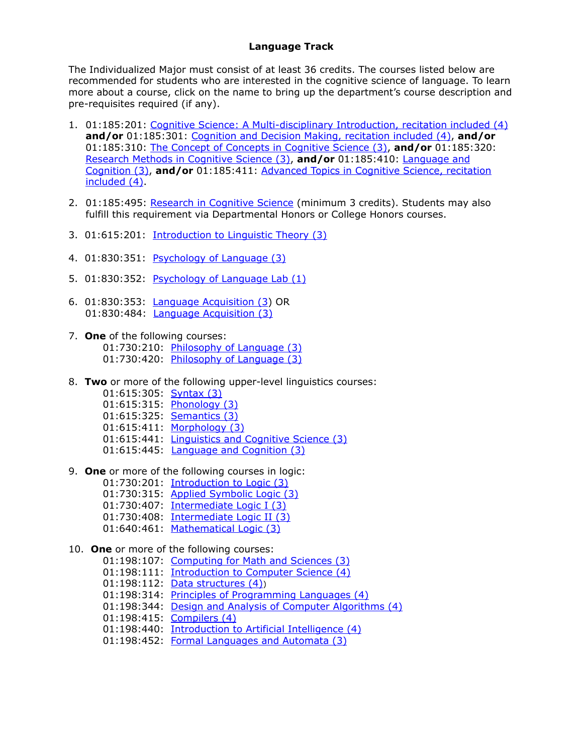# Language Track

The Individualized Major must consist of at least 36 credits. The courses listed below are recommended for students who are interested in the cognitive science of language. To learn more about a course, click on the name to bring up the department's course description and pre-requisites required (if any).

1. 01:185:201: Cognitive Science: A Multi-disciplinary Introduction, recitation included (4) **and/or** 01:185:301: Cognition and Decision Making, recitation included (4), **and/or** 01:185:310: The Concept of Concepts in Cognitive Science (3), **and/or** 01:185:320: Research Methods in Cognitive Science (3), **and/or** 01:185:410: Language and Cognition (3), **and/or** 01:185:411: Advanced Topics in Cognitive Science, recitation included (4).

2. 01:185:495: Research in Cognitive Science (minimum 3 credits). Students may also fulfill this requirement via Departmental Honors or College Honors courses.

3. 01:615:201: Introduction to Linguistic Theory (3)

4. 01:830:351: Psychology of Language (3)

5. 01:830:352: Psychology of Language Lab (1)

6. 01:830:353: Language Acquisition (3) OR
   01:830:484: Language Acquisition (3)

7. **One** of the following courses:
   - 01:730:210: Philosophy of Language (3)
   - 01:730:420: Philosophy of Language (3)

8. **Two** or more of the following upper-level linguistics courses:
   - 01:615:305: Syntax (3)
   - 01:615:315: Phonology (3)
   - 01:615:325: Semantics (3)
   - 01:615:411: Morphology (3)
   - 01:615:441: Linguistics and Cognitive Science (3)
   - 01:615:445: Language and Cognition (3)

9. **One** or more of the following courses in logic:
   - 01:730:201: Introduction to Logic (3)
   - 01:730:315: Applied Symbolic Logic (3)
   - 01:730:407: Intermediate Logic I (3)
   - 01:730:408: Intermediate Logic II (3)
   - 01:640:461: Mathematical Logic (3)

10. **One** or more of the following courses:
    - 01:198:107: Computing for Math and Sciences (3)
    - 01:198:111: Introduction to Computer Science (4)
    - 01:198:112: Data structures (4))
    - 01:198:314: Principles of Programming Languages (4)
    - 01:198:344: Design and Analysis of Computer Algorithms (4)
    - 01:198:415: Compilers (4)
    - 01:198:440: Introduction to Artificial Intelligence (4)
    - 01:198:452: Formal Languages and Automata (3)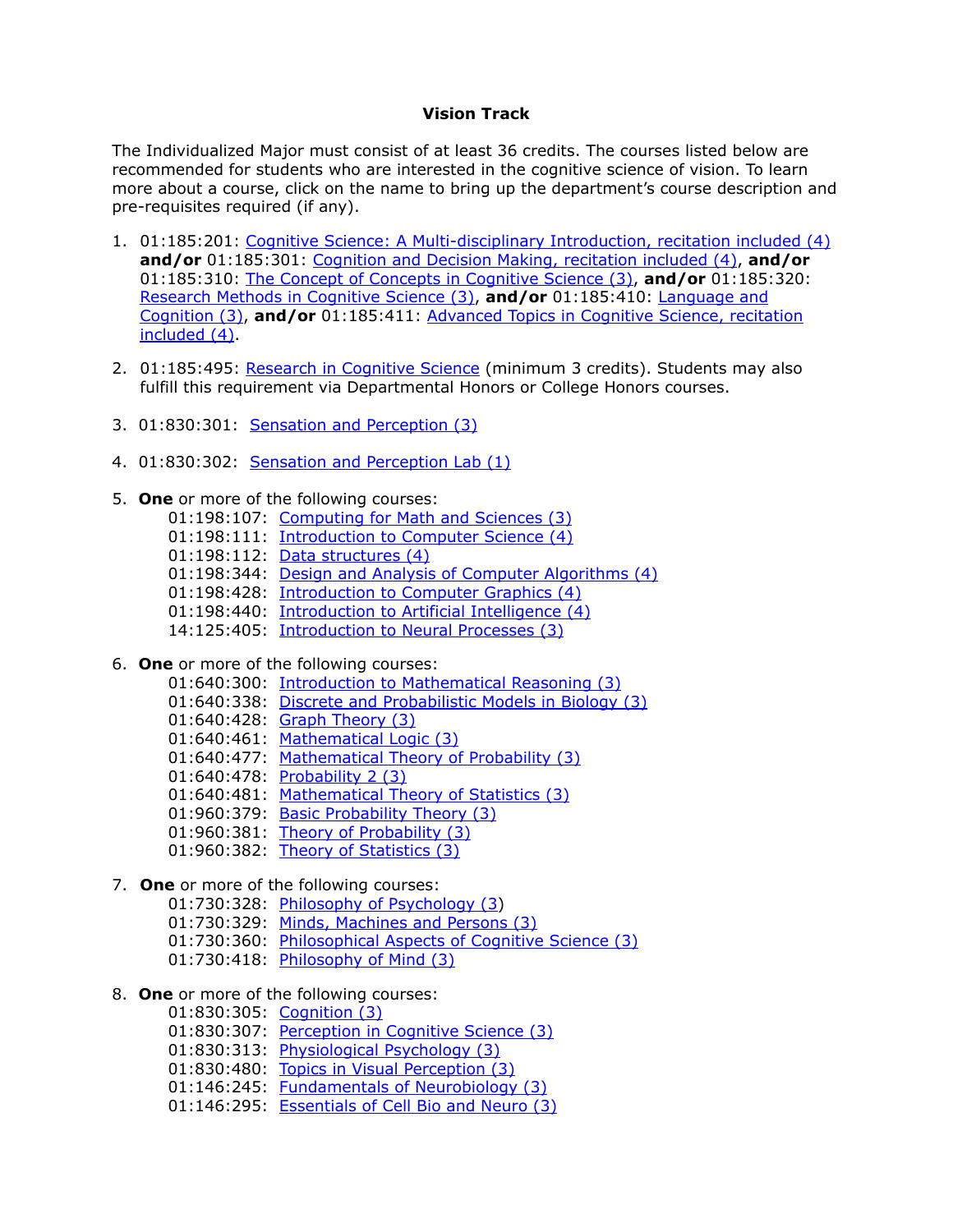**Vision Track**

The Individualized Major must consist of at least 36 credits. The courses listed below are recommended for students who are interested in the cognitive science of vision. To learn more about a course, click on the name to bring up the department's course description and pre-requisites required (if any).

1. 01:185:201: Cognitive Science: A Multi-disciplinary Introduction, recitation included (4) **and/or** 01:185:301: Cognition and Decision Making, recitation included (4), **and/or** 01:185:310: The Concept of Concepts in Cognitive Science (3), **and/or** 01:185:320: Research Methods in Cognitive Science (3), **and/or** 01:185:410: Language and Cognition (3), **and/or** 01:185:411: Advanced Topics in Cognitive Science, recitation included (4).

2. 01:185:495: Research in Cognitive Science (minimum 3 credits). Students may also fulfill this requirement via Departmental Honors or College Honors courses.

3. 01:830:301: Sensation and Perception (3)

4. 01:830:302: Sensation and Perception Lab (1)

5. **One** or more of the following courses:
   - 01:198:107: Computing for Math and Sciences (3)
   - 01:198:111: Introduction to Computer Science (4)
   - 01:198:112: Data structures (4)
   - 01:198:344: Design and Analysis of Computer Algorithms (4)
   - 01:198:428: Introduction to Computer Graphics (4)
   - 01:198:440: Introduction to Artificial Intelligence (4)
   - 14:125:405: Introduction to Neural Processes (3)

6. **One** or more of the following courses:
   - 01:640:300: Introduction to Mathematical Reasoning (3)
   - 01:640:338: Discrete and Probabilistic Models in Biology (3)
   - 01:640:428: Graph Theory (3)
   - 01:640:461: Mathematical Logic (3)
   - 01:640:477: Mathematical Theory of Probability (3)
   - 01:640:478: Probability 2 (3)
   - 01:640:481: Mathematical Theory of Statistics (3)
   - 01:960:379: Basic Probability Theory (3)
   - 01:960:381: Theory of Probability (3)
   - 01:960:382: Theory of Statistics (3)

7. **One** or more of the following courses:
   - 01:730:328: Philosophy of Psychology (3)
   - 01:730:329: Minds, Machines and Persons (3)
   - 01:730:360: Philosophical Aspects of Cognitive Science (3)
   - 01:730:418: Philosophy of Mind (3)

8. **One** or more of the following courses:
   - 01:830:305: Cognition (3)
   - 01:830:307: Perception in Cognitive Science (3)
   - 01:830:313: Physiological Psychology (3)
   - 01:830:480: Topics in Visual Perception (3)
   - 01:146:245: Fundamentals of Neurobiology (3)
   - 01:146:295: Essentials of Cell Bio and Neuro (3)